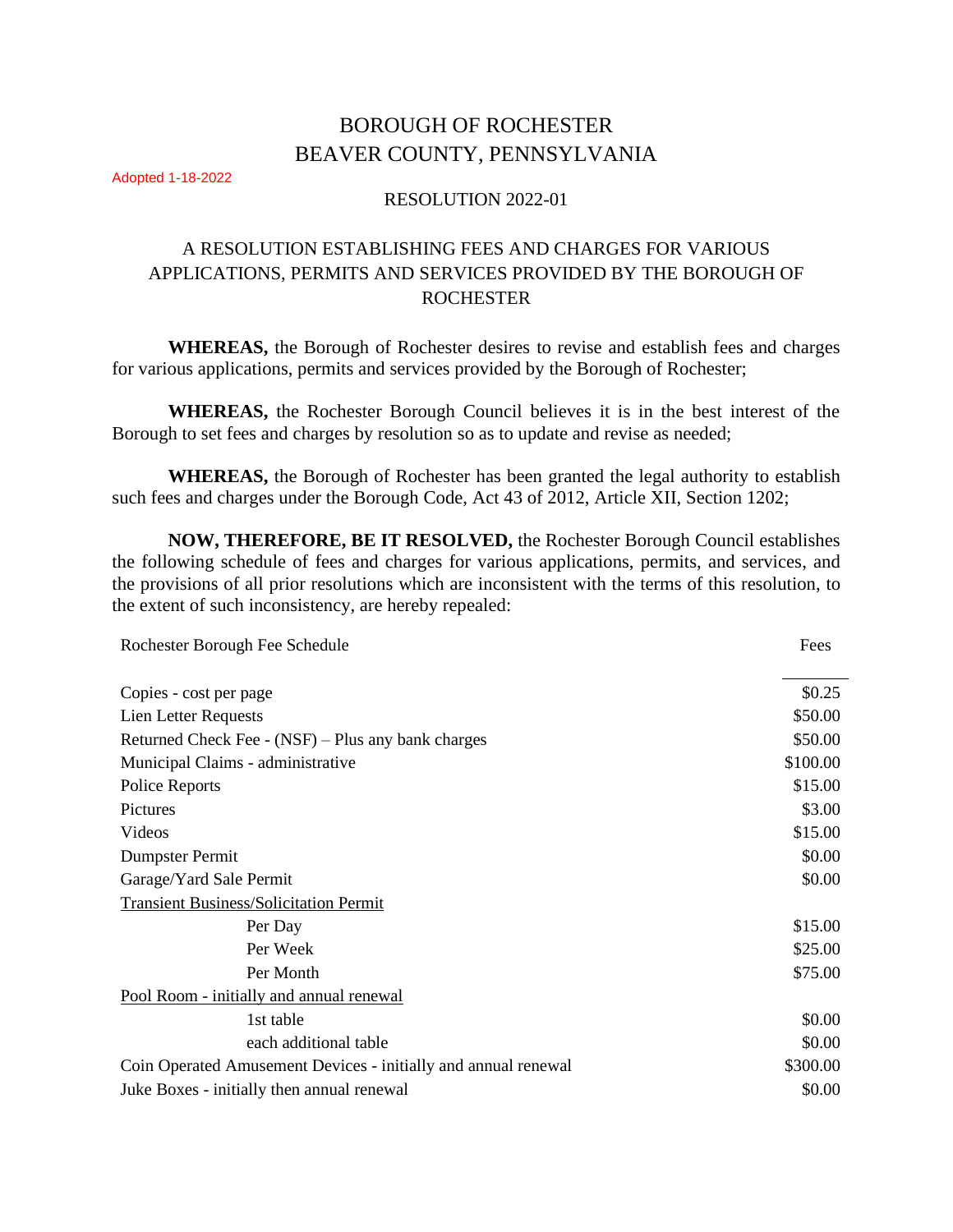# BOROUGH OF ROCHESTER
# BEAVER COUNTY, PENNSYLVANIA

Adopted 1-18-2022

RESOLUTION 2022-01

## A RESOLUTION ESTABLISHING FEES AND CHARGES FOR VARIOUS APPLICATIONS, PERMITS AND SERVICES PROVIDED BY THE BOROUGH OF ROCHESTER

**WHEREAS,** the Borough of Rochester desires to revise and establish fees and charges for various applications, permits and services provided by the Borough of Rochester;

**WHEREAS,** the Rochester Borough Council believes it is in the best interest of the Borough to set fees and charges by resolution so as to update and revise as needed;

**WHEREAS,** the Borough of Rochester has been granted the legal authority to establish such fees and charges under the Borough Code, Act 43 of 2012, Article XII, Section 1202;

**NOW, THEREFORE, BE IT RESOLVED,** the Rochester Borough Council establishes the following schedule of fees and charges for various applications, permits, and services, and the provisions of all prior resolutions which are inconsistent with the terms of this resolution, to the extent of such inconsistency, are hereby repealed:

| Rochester Borough Fee Schedule | Fees |
|---|---|
| Copies - cost per page | $0.25 |
| Lien Letter Requests | $50.00 |
| Returned Check Fee - (NSF) – Plus any bank charges | $50.00 |
| Municipal Claims - administrative | $100.00 |
| Police Reports | $15.00 |
| Pictures | $3.00 |
| Videos | $15.00 |
| Dumpster Permit | $0.00 |
| Garage/Yard Sale Permit | $0.00 |
| Transient Business/Solicitation Permit | |
| Per Day | $15.00 |
| Per Week | $25.00 |
| Per Month | $75.00 |
| Pool Room - initially and annual renewal | |
| 1st table | $0.00 |
| each additional table | $0.00 |
| Coin Operated Amusement Devices - initially and annual renewal | $300.00 |
| Juke Boxes - initially then annual renewal | $0.00 |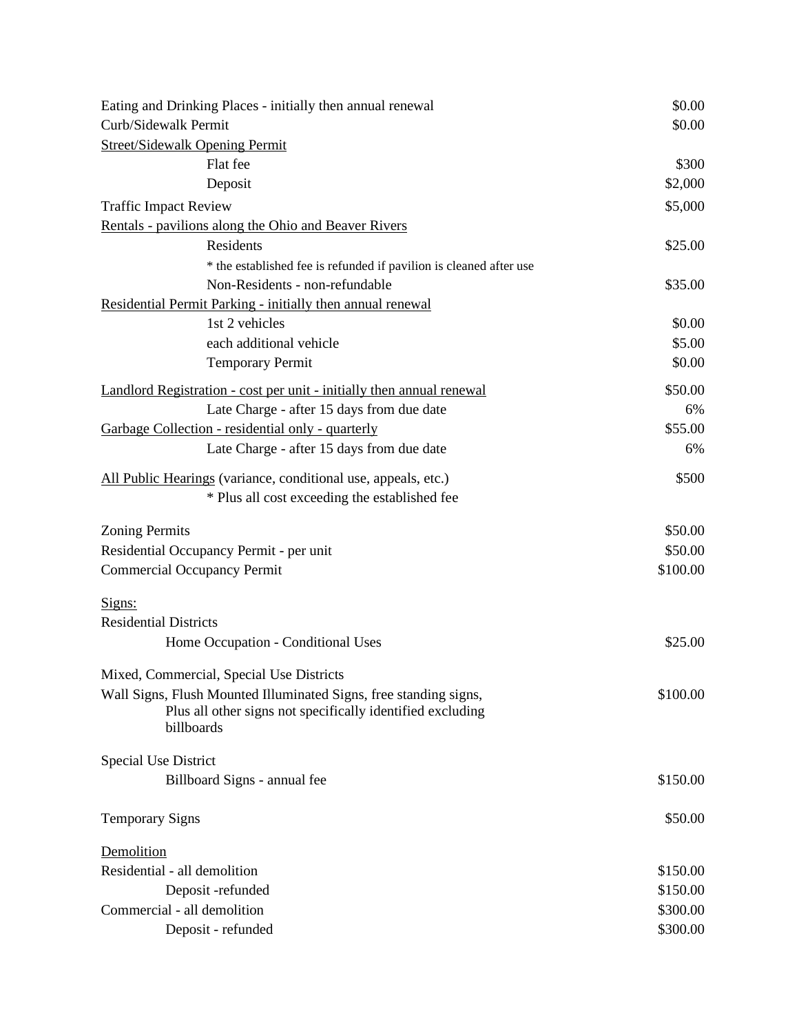| Item | Fee |
|---|---|
| Eating and Drinking Places - initially then annual renewal | $0.00 |
| Curb/Sidewalk Permit | $0.00 |
| Street/Sidewalk Opening Permit | |
| Flat fee | $300 |
| Deposit | $2,000 |
| Traffic Impact Review | $5,000 |
| Rentals - pavilions along the Ohio and Beaver Rivers | |
| Residents | $25.00 |
| * the established fee is refunded if pavilion is cleaned after use | |
| Non-Residents - non-refundable | $35.00 |
| Residential Permit Parking - initially then annual renewal | |
| 1st 2 vehicles | $0.00 |
| each additional vehicle | $5.00 |
| Temporary Permit | $0.00 |
| Landlord Registration - cost per unit - initially then annual renewal | $50.00 |
| Late Charge - after 15 days from due date | 6% |
| Garbage Collection - residential only - quarterly | $55.00 |
| Late Charge - after 15 days from due date | 6% |
| All Public Hearings (variance, conditional use, appeals, etc.) | $500 |
| * Plus all cost exceeding the established fee | |
| Zoning Permits | $50.00 |
| Residential Occupancy Permit - per unit | $50.00 |
| Commercial Occupancy Permit | $100.00 |
| Signs: | |
| Residential Districts | |
| Home Occupation - Conditional Uses | $25.00 |
| Mixed, Commercial, Special Use Districts | |
| Wall Signs, Flush Mounted Illuminated Signs, free standing signs, Plus all other signs not specifically identified excluding billboards | $100.00 |
| Special Use District | |
| Billboard Signs - annual fee | $150.00 |
| Temporary Signs | $50.00 |
| Demolition | |
| Residential - all demolition | $150.00 |
| Deposit -refunded | $150.00 |
| Commercial - all demolition | $300.00 |
| Deposit - refunded | $300.00 |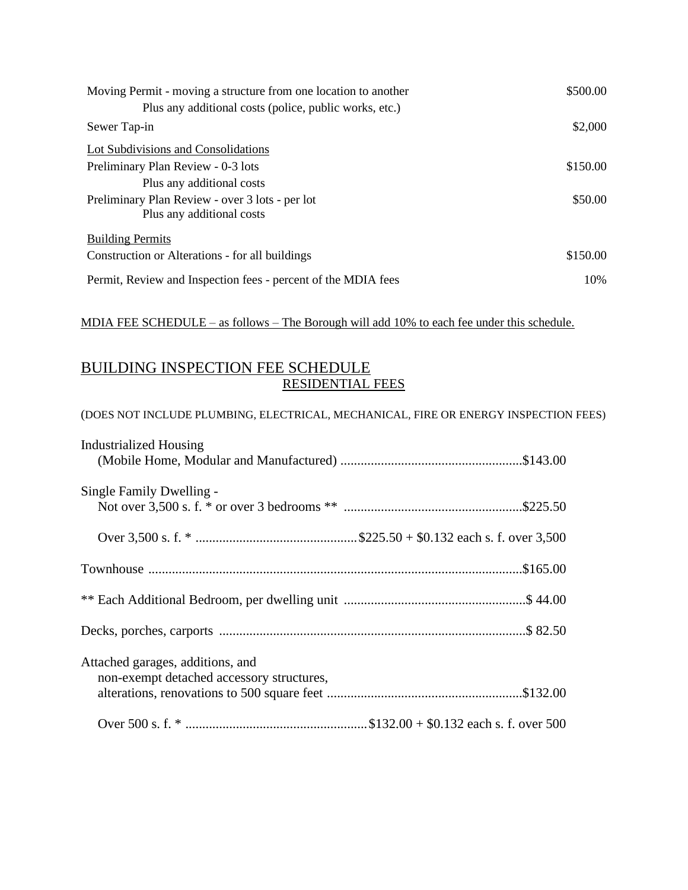| | |
|---|---|
| Moving Permit - moving a structure from one location to another<br>Plus any additional costs (police, public works, etc.) | $500.00 |
| Sewer Tap-in | $2,000 |
| <u>Lot Subdivisions and Consolidations</u> | |
| Preliminary Plan Review - 0-3 lots<br>Plus any additional costs | $150.00 |
| Preliminary Plan Review - over 3 lots - per lot<br>Plus any additional costs | $50.00 |
| <u>Building Permits</u> | |
| Construction or Alterations - for all buildings | $150.00 |
| Permit, Review and Inspection fees - percent of the MDIA fees | 10% |

<u>MDIA FEE SCHEDULE – as follows – The Borough will add 10% to each fee under this schedule.</u>

# <u>BUILDING INSPECTION FEE SCHEDULE</u>

## <u>RESIDENTIAL FEES</u>

(DOES NOT INCLUDE PLUMBING, ELECTRICAL, MECHANICAL, FIRE OR ENERGY INSPECTION FEES)

Industrialized Housing
(Mobile Home, Modular and Manufactured) ......................................................$143.00

Single Family Dwelling -
Not over 3,500 s. f. * or over 3 bedrooms ** .....................................................$225.50

Over 3,500 s. f. * ................................................$225.50 + $0.132 each s. f. over 3,500

Townhouse ..............................................................................................................$165.00

** Each Additional Bedroom, per dwelling unit ......................................................$ 44.00

Decks, porches, carports ...........................................................................................$ 82.50

Attached garages, additions, and
non-exempt detached accessory structures,
alterations, renovations to 500 square feet ..........................................................$132.00

Over 500 s. f. * ......................................................$132.00 + $0.132 each s. f. over 500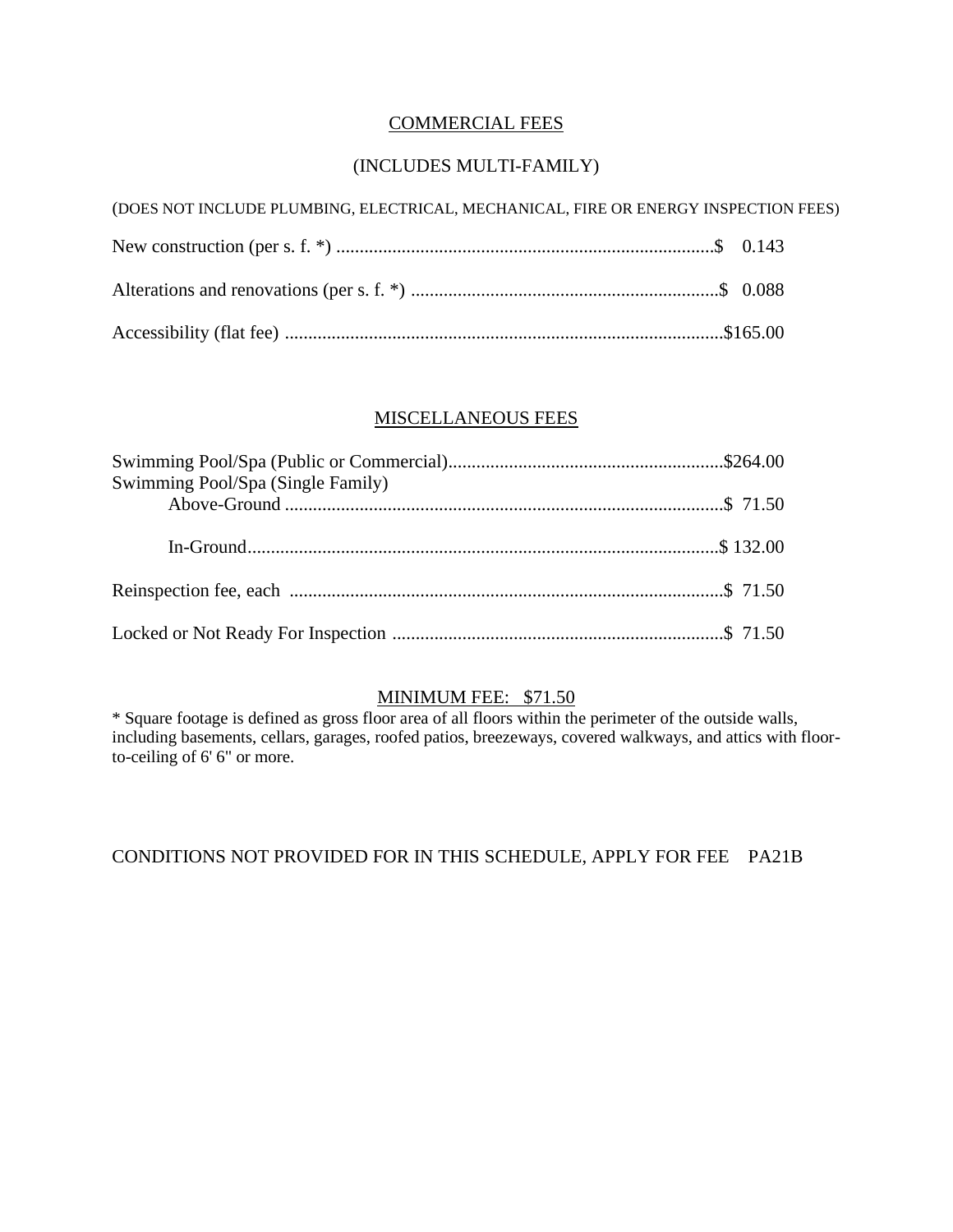## COMMERCIAL FEES

### (INCLUDES MULTI-FAMILY)

(DOES NOT INCLUDE PLUMBING, ELECTRICAL, MECHANICAL, FIRE OR ENERGY INSPECTION FEES)

New construction (per s. f. *) ................................................................................$ 0.143

Alterations and renovations (per s. f. *) .................................................................$ 0.088

Accessibility (flat fee) ............................................................................................$165.00

## MISCELLANEOUS FEES

Swimming Pool/Spa (Public or Commercial)..........................................................$264.00

Swimming Pool/Spa (Single Family)

Above-Ground .............................................................................................$ 71.50

In-Ground....................................................................................................$ 132.00

Reinspection fee, each ............................................................................................$ 71.50

Locked or Not Ready For Inspection ......................................................................$ 71.50

## MINIMUM FEE: $71.50

* Square footage is defined as gross floor area of all floors within the perimeter of the outside walls, including basements, cellars, garages, roofed patios, breezeways, covered walkways, and attics with floor-to-ceiling of 6' 6" or more.

CONDITIONS NOT PROVIDED FOR IN THIS SCHEDULE, APPLY FOR FEE PA21B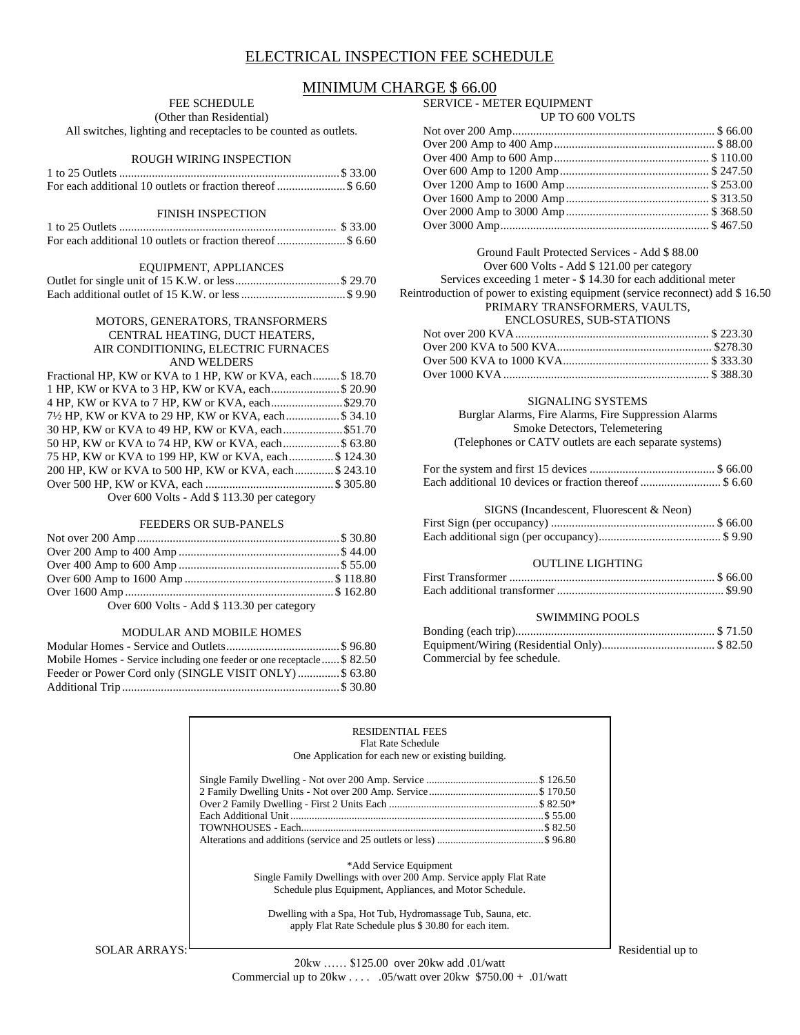# ELECTRICAL INSPECTION FEE SCHEDULE

## MINIMUM CHARGE $ 66.00

### FEE SCHEDULE
(Other than Residential)

All switches, lighting and receptacles to be counted as outlets.

#### ROUGH WIRING INSPECTION

| | |
|---|---|
| 1 to 25 Outlets | $ 33.00 |
| For each additional 10 outlets or fraction thereof | $ 6.60 |

#### FINISH INSPECTION

| | |
|---|---|
| 1 to 25 Outlets | $ 33.00 |
| For each additional 10 outlets or fraction thereof | $ 6.60 |

#### EQUIPMENT, APPLIANCES

| | |
|---|---|
| Outlet for single unit of 15 K.W. or less | $ 29.70 |
| Each additional outlet of 15 K.W. or less | $ 9.90 |

#### MOTORS, GENERATORS, TRANSFORMERS CENTRAL HEATING, DUCT HEATERS, AIR CONDITIONING, ELECTRIC FURNACES AND WELDERS

| | |
|---|---|
| Fractional HP, KW or KVA to 1 HP, KW or KVA, each | $ 18.70 |
| 1 HP, KW or KVA to 3 HP, KW or KVA, each | $ 20.90 |
| 4 HP, KW or KVA to 7 HP, KW or KVA, each | $29.70 |
| 7½ HP, KW or KVA to 29 HP, KW or KVA, each | $ 34.10 |
| 30 HP, KW or KVA to 49 HP, KW or KVA, each | $51.70 |
| 50 HP, KW or KVA to 74 HP, KW or KVA, each | $ 63.80 |
| 75 HP, KW or KVA to 199 HP, KW or KVA, each | $ 124.30 |
| 200 HP, KW or KVA to 500 HP, KW or KVA, each | $ 243.10 |
| Over 500 HP, KW or KVA, each | $ 305.80 |

Over 600 Volts - Add $ 113.30 per category

#### FEEDERS OR SUB-PANELS

| | |
|---|---|
| Not over 200 Amp | $ 30.80 |
| Over 200 Amp to 400 Amp | $ 44.00 |
| Over 400 Amp to 600 Amp | $ 55.00 |
| Over 600 Amp to 1600 Amp | $ 118.80 |
| Over 1600 Amp | $ 162.80 |

Over 600 Volts - Add $ 113.30 per category

#### MODULAR AND MOBILE HOMES

| | |
|---|---|
| Modular Homes - Service and Outlets | $ 96.80 |
| Mobile Homes - Service including one feeder or one receptacle | $ 82.50 |
| Feeder or Power Cord only (SINGLE VISIT ONLY) | $ 63.80 |
| Additional Trip | $ 30.80 |

#### SERVICE - METER EQUIPMENT
UP TO 600 VOLTS

| | |
|---|---|
| Not over 200 Amp | $ 66.00 |
| Over 200 Amp to 400 Amp | $ 88.00 |
| Over 400 Amp to 600 Amp | $ 110.00 |
| Over 600 Amp to 1200 Amp | $ 247.50 |
| Over 1200 Amp to 1600 Amp | $ 253.00 |
| Over 1600 Amp to 2000 Amp | $ 313.50 |
| Over 2000 Amp to 3000 Amp | $ 368.50 |
| Over 3000 Amp | $ 467.50 |

Ground Fault Protected Services - Add $ 88.00

Over 600 Volts - Add $ 121.00 per category

Services exceeding 1 meter - $ 14.30 for each additional meter

Reintroduction of power to existing equipment (service reconnect) add $ 16.50

#### PRIMARY TRANSFORMERS, VAULTS, ENCLOSURES, SUB-STATIONS

| | |
|---|---|
| Not over 200 KVA | $ 223.30 |
| Over 200 KVA to 500 KVA | $278.30 |
| Over 500 KVA to 1000 KVA | $ 333.30 |
| Over 1000 KVA | $ 388.30 |

#### SIGNALING SYSTEMS

Burglar Alarms, Fire Alarms, Fire Suppression Alarms
Smoke Detectors, Telemetering
(Telephones or CATV outlets are each separate systems)

| | |
|---|---|
| For the system and first 15 devices | $ 66.00 |
| Each additional 10 devices or fraction thereof | $ 6.60 |

#### SIGNS (Incandescent, Fluorescent & Neon)

| | |
|---|---|
| First Sign (per occupancy) | $ 66.00 |
| Each additional sign (per occupancy) | $ 9.90 |

#### OUTLINE LIGHTING

| | |
|---|---|
| First Transformer | $ 66.00 |
| Each additional transformer | $9.90 |

#### SWIMMING POOLS

| | |
|---|---|
| Bonding (each trip) | $ 71.50 |
| Equipment/Wiring (Residential Only) | $ 82.50 |

Commercial by fee schedule.

### RESIDENTIAL FEES
Flat Rate Schedule

One Application for each new or existing building.

| | |
|---|---|
| Single Family Dwelling - Not over 200 Amp. Service | $ 126.50 |
| 2 Family Dwelling Units - Not over 200 Amp. Service | $ 170.50 |
| Over 2 Family Dwelling - First 2 Units Each | $ 82.50* |
| Each Additional Unit | $ 55.00 |
| TOWNHOUSES - Each | $ 82.50 |
| Alterations and additions (service and 25 outlets or less) | $ 96.80 |

*Add Service Equipment

Single Family Dwellings with over 200 Amp. Service apply Flat Rate Schedule plus Equipment, Appliances, and Motor Schedule.

Dwelling with a Spa, Hot Tub, Hydromassage Tub, Sauna, etc. apply Flat Rate Schedule plus $ 30.80 for each item.

SOLAR ARRAYS: Residential up to 20kw …… $125.00 over 20kw add .01/watt

Commercial up to 20kw . . . . .05/watt over 20kw $750.00 + .01/watt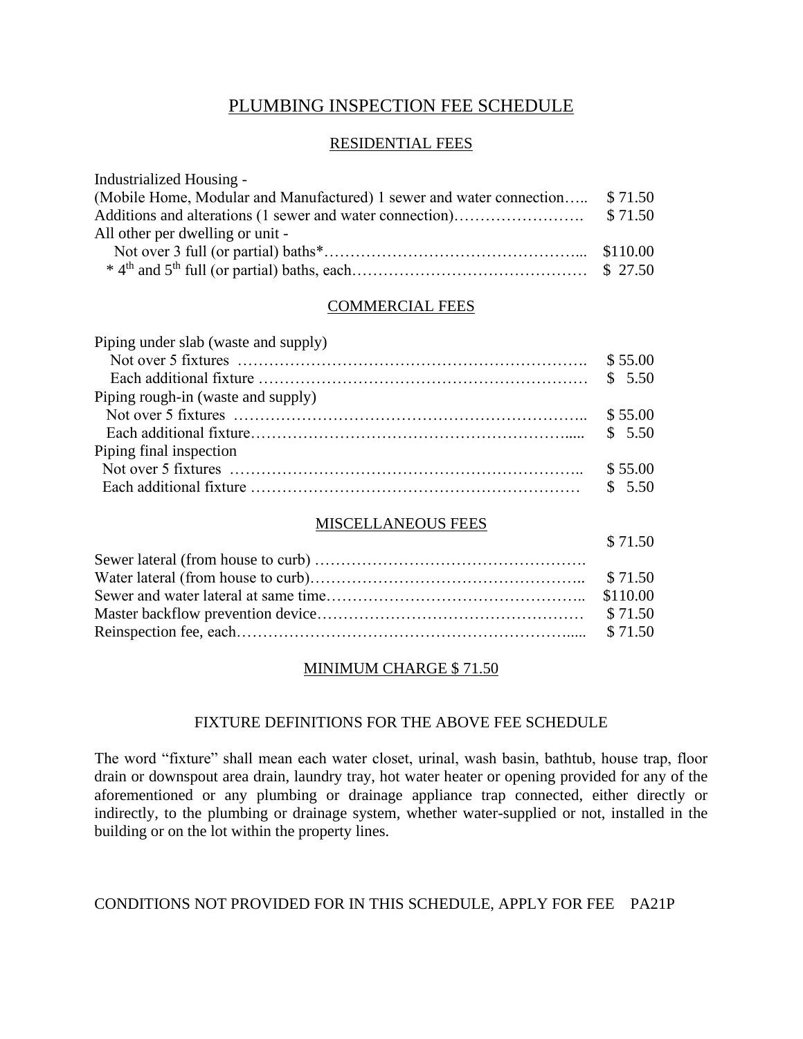# PLUMBING INSPECTION FEE SCHEDULE

## RESIDENTIAL FEES

| Item | Fee |
|---|---|
| Industrialized Housing - | |
| (Mobile Home, Modular and Manufactured) 1 sewer and water connection | $ 71.50 |
| Additions and alterations (1 sewer and water connection) | $ 71.50 |
| All other per dwelling or unit - | |
| Not over 3 full (or partial) baths* | $110.00 |
| * 4th and 5th full (or partial) baths, each | $ 27.50 |

## COMMERCIAL FEES

| Item | Fee |
|---|---|
| Piping under slab (waste and supply) | |
| Not over 5 fixtures | $ 55.00 |
| Each additional fixture | $ 5.50 |
| Piping rough-in (waste and supply) | |
| Not over 5 fixtures | $ 55.00 |
| Each additional fixture | $ 5.50 |
| Piping final inspection | |
| Not over 5 fixtures | $ 55.00 |
| Each additional fixture | $ 5.50 |

## MISCELLANEOUS FEES

| Item | Fee |
|---|---|
| Sewer lateral (from house to curb) | $ 71.50 |
| Water lateral (from house to curb) | $ 71.50 |
| Sewer and water lateral at same time | $110.00 |
| Master backflow prevention device | $ 71.50 |
| Reinspection fee, each | $ 71.50 |

## MINIMUM CHARGE $ 71.50

### FIXTURE DEFINITIONS FOR THE ABOVE FEE SCHEDULE

The word "fixture" shall mean each water closet, urinal, wash basin, bathtub, house trap, floor drain or downspout area drain, laundry tray, hot water heater or opening provided for any of the aforementioned or any plumbing or drainage appliance trap connected, either directly or indirectly, to the plumbing or drainage system, whether water-supplied or not, installed in the building or on the lot within the property lines.

CONDITIONS NOT PROVIDED FOR IN THIS SCHEDULE, APPLY FOR FEE PA21P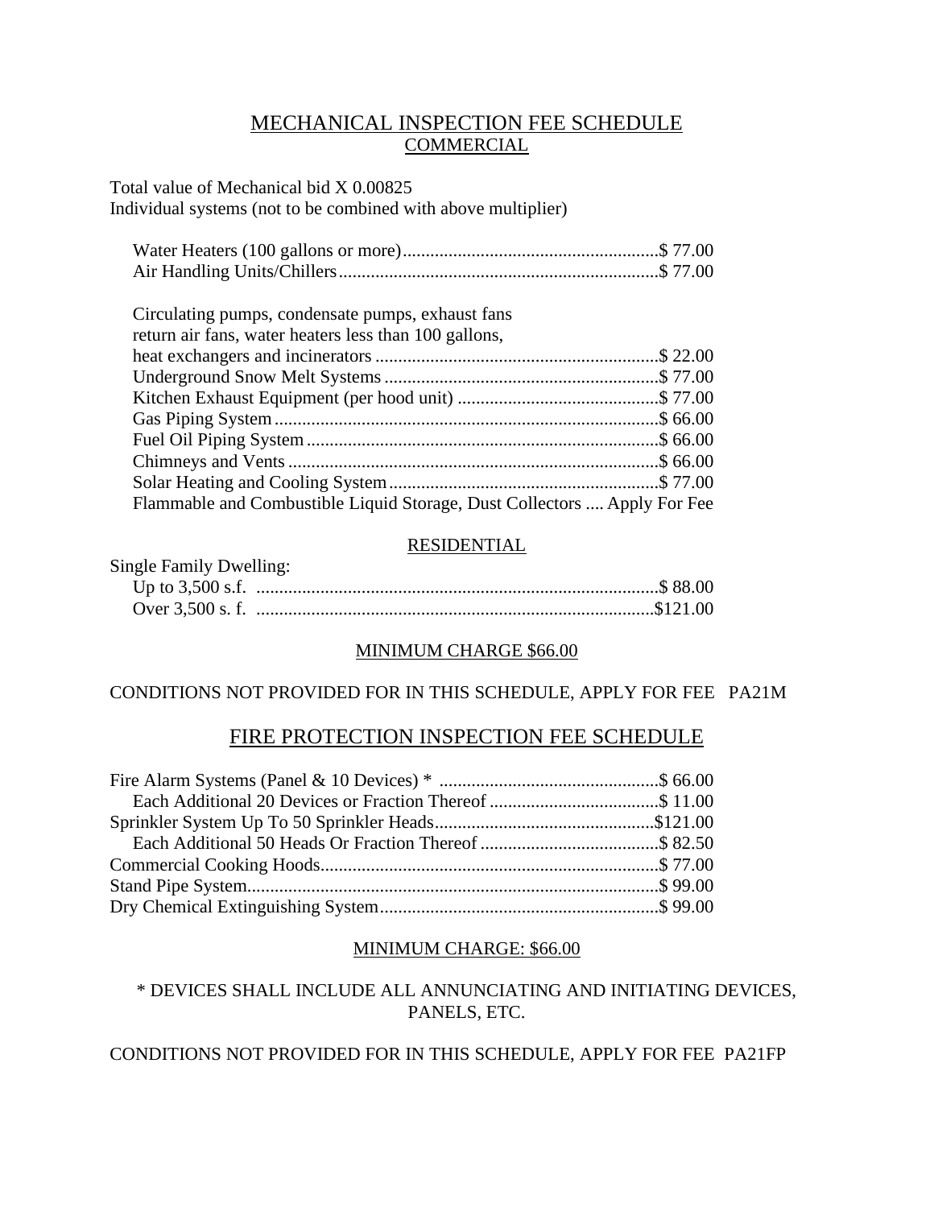# MECHANICAL INSPECTION FEE SCHEDULE

## COMMERCIAL

Total value of Mechanical bid X 0.00825
Individual systems (not to be combined with above multiplier)

| Item | Fee |
|---|---|
| Water Heaters (100 gallons or more) | $ 77.00 |
| Air Handling Units/Chillers | $ 77.00 |
| Circulating pumps, condensate pumps, exhaust fans return air fans, water heaters less than 100 gallons, heat exchangers and incinerators | $ 22.00 |
| Underground Snow Melt Systems | $ 77.00 |
| Kitchen Exhaust Equipment (per hood unit) | $ 77.00 |
| Gas Piping System | $ 66.00 |
| Fuel Oil Piping System | $ 66.00 |
| Chimneys and Vents | $ 66.00 |
| Solar Heating and Cooling System | $ 77.00 |
| Flammable and Combustible Liquid Storage, Dust Collectors | Apply For Fee |

## RESIDENTIAL

Single Family Dwelling:

| Item | Fee |
|---|---|
| Up to 3,500 s.f. | $ 88.00 |
| Over 3,500 s. f. | $121.00 |

MINIMUM CHARGE $66.00

CONDITIONS NOT PROVIDED FOR IN THIS SCHEDULE, APPLY FOR FEE PA21M

# FIRE PROTECTION INSPECTION FEE SCHEDULE

| Item | Fee |
|---|---|
| Fire Alarm Systems (Panel & 10 Devices) * | $ 66.00 |
| Each Additional 20 Devices or Fraction Thereof | $ 11.00 |
| Sprinkler System Up To 50 Sprinkler Heads | $121.00 |
| Each Additional 50 Heads Or Fraction Thereof | $ 82.50 |
| Commercial Cooking Hoods | $ 77.00 |
| Stand Pipe System | $ 99.00 |
| Dry Chemical Extinguishing System | $ 99.00 |

MINIMUM CHARGE: $66.00

* DEVICES SHALL INCLUDE ALL ANNUNCIATING AND INITIATING DEVICES, PANELS, ETC.

CONDITIONS NOT PROVIDED FOR IN THIS SCHEDULE, APPLY FOR FEE PA21FP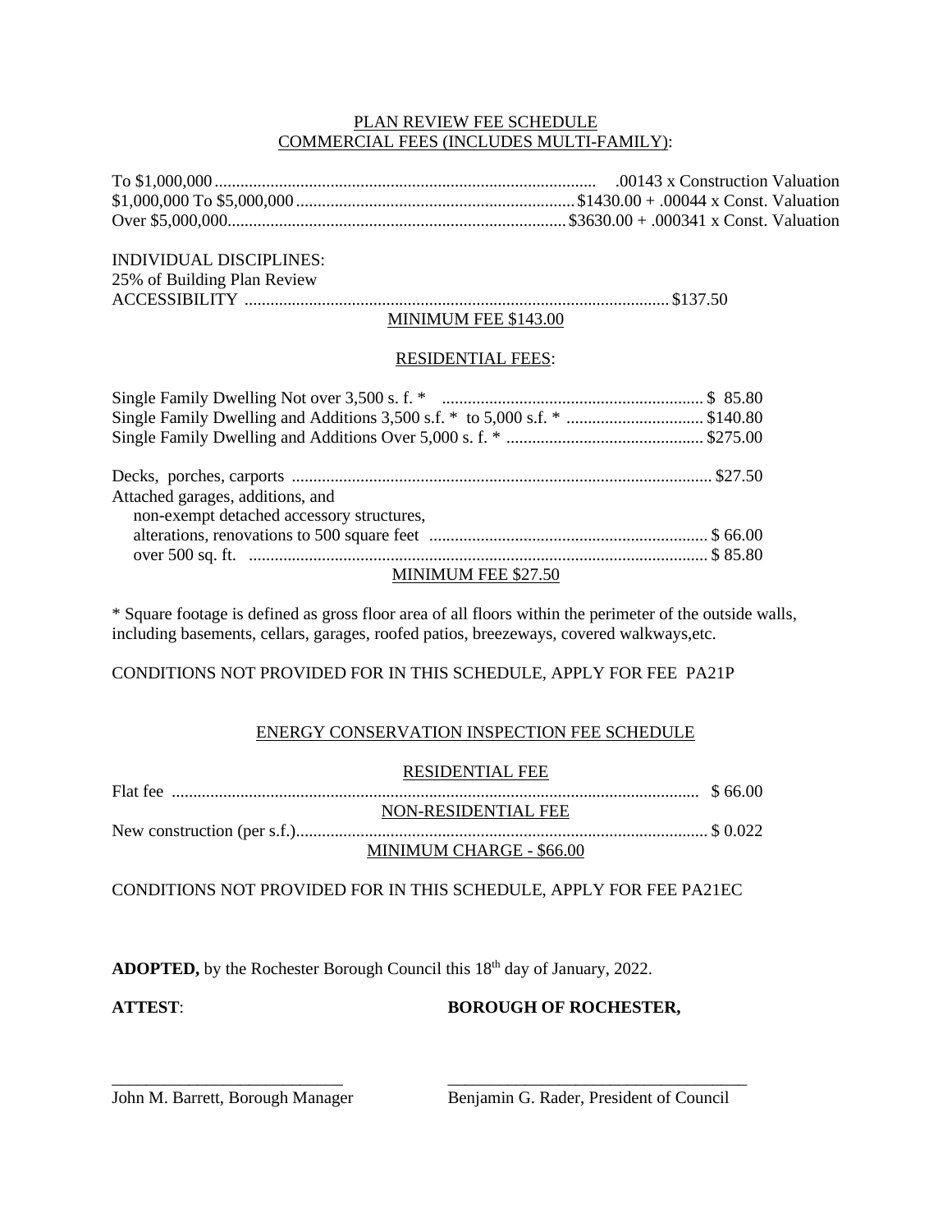## PLAN REVIEW FEE SCHEDULE
## COMMERCIAL FEES (INCLUDES MULTI-FAMILY):

| | |
|---|---|
| To $1,000,000 | .00143 x Construction Valuation |
| $1,000,000 To $5,000,000 | $1430.00 + .00044 x Const. Valuation |
| Over $5,000,000 | $3630.00 + .000341 x Const. Valuation |

INDIVIDUAL DISCIPLINES:
25% of Building Plan Review
ACCESSIBILITY .......... $137.50

MINIMUM FEE $143.00

### RESIDENTIAL FEES:

| | |
|---|---|
| Single Family Dwelling Not over 3,500 s. f. * | $ 85.80 |
| Single Family Dwelling and Additions 3,500 s.f. * to 5,000 s.f. * | $140.80 |
| Single Family Dwelling and Additions Over 5,000 s. f. * | $275.00 |

| | |
|---|---|
| Decks, porches, carports | $27.50 |
| Attached garages, additions, and non-exempt detached accessory structures, alterations, renovations to 500 square feet | $ 66.00 |
| over 500 sq. ft. | $ 85.80 |

MINIMUM FEE $27.50

* Square footage is defined as gross floor area of all floors within the perimeter of the outside walls, including basements, cellars, garages, roofed patios, breezeways, covered walkways,etc.

CONDITIONS NOT PROVIDED FOR IN THIS SCHEDULE, APPLY FOR FEE PA21P

## ENERGY CONSERVATION INSPECTION FEE SCHEDULE

RESIDENTIAL FEE

Flat fee .......... $ 66.00

NON-RESIDENTIAL FEE

New construction (per s.f.) .......... $ 0.022

MINIMUM CHARGE - $66.00

CONDITIONS NOT PROVIDED FOR IN THIS SCHEDULE, APPLY FOR FEE PA21EC

**ADOPTED,** by the Rochester Borough Council this 18th day of January, 2022.

**ATTEST**: **BOROUGH OF ROCHESTER,**

\_\_\_\_\_\_\_\_\_\_\_\_\_\_\_\_\_\_\_\_\_\_\_\_\_\_\_\_
John M. Barrett, Borough Manager

\_\_\_\_\_\_\_\_\_\_\_\_\_\_\_\_\_\_\_\_\_\_\_\_\_\_\_\_\_\_\_\_\_\_\_\_
Benjamin G. Rader, President of Council